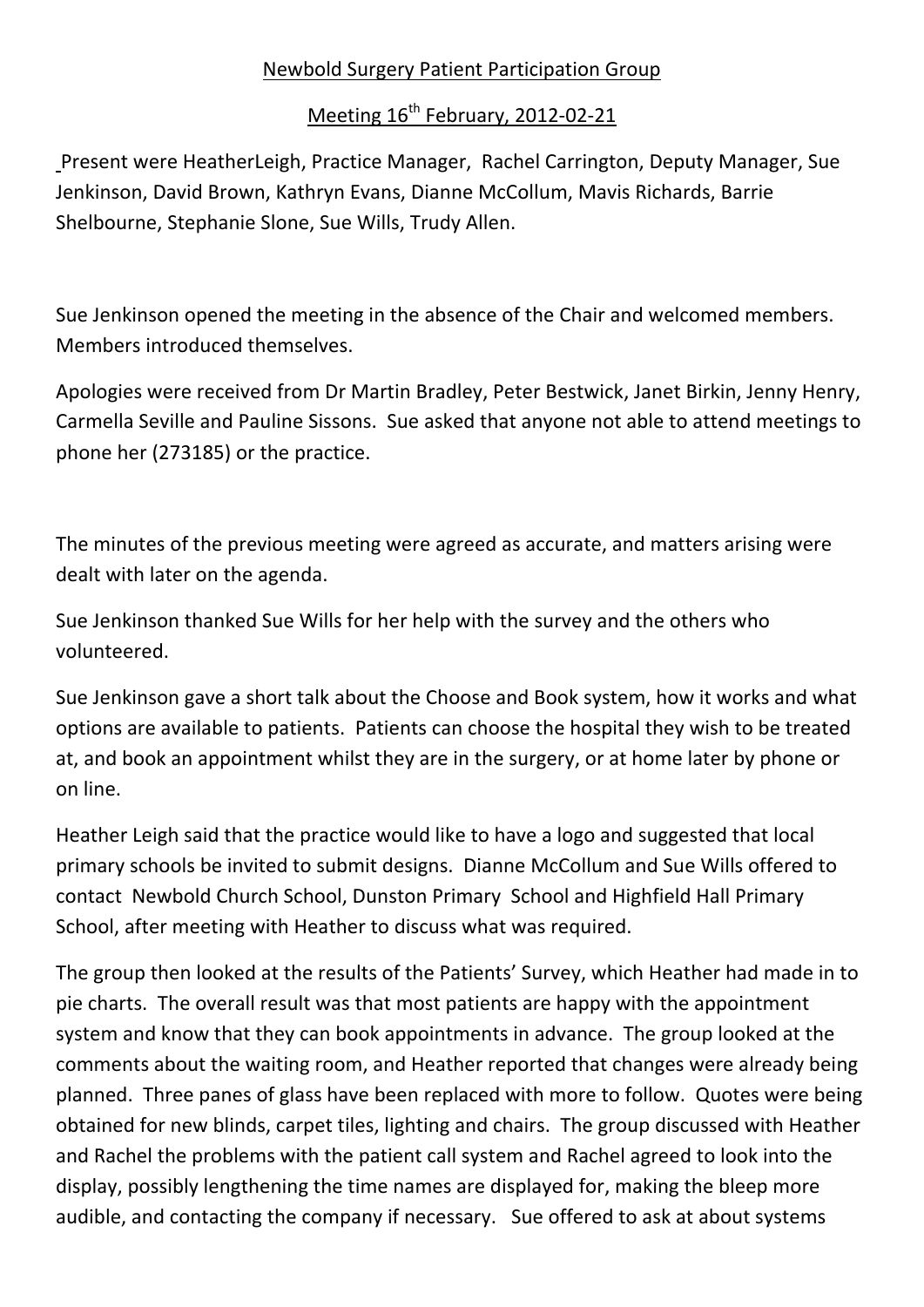Newbold Surgery Patient Participation Group

Meeting 16th February, 2012-02-21

Present were HeatherLeigh, Practice Manager, Rachel Carrington, Deputy Manager, Sue Jenkinson, David Brown, Kathryn Evans, Dianne McCollum, Mavis Richards, Barrie Shelbourne, Stephanie Slone, Sue Wills, Trudy Allen.

Sue Jenkinson opened the meeting in the absence of the Chair and welcomed members. Members introduced themselves.

Apologies were received from Dr Martin Bradley, Peter Bestwick, Janet Birkin, Jenny Henry, Carmella Seville and Pauline Sissons. Sue asked that anyone not able to attend meetings to phone her (273185) or the practice.

The minutes of the previous meeting were agreed as accurate, and matters arising were dealt with later on the agenda.

Sue Jenkinson thanked Sue Wills for her help with the survey and the others who volunteered.

Sue Jenkinson gave a short talk about the Choose and Book system, how it works and what options are available to patients. Patients can choose the hospital they wish to be treated at, and book an appointment whilst they are in the surgery, or at home later by phone or on line.

Heather Leigh said that the practice would like to have a logo and suggested that local primary schools be invited to submit designs. Dianne McCollum and Sue Wills offered to contact Newbold Church School, Dunston Primary School and Highfield Hall Primary School, after meeting with Heather to discuss what was required.

The group then looked at the results of the Patients' Survey, which Heather had made in to pie charts. The overall result was that most patients are happy with the appointment system and know that they can book appointments in advance. The group looked at the comments about the waiting room, and Heather reported that changes were already being planned. Three panes of glass have been replaced with more to follow. Quotes were being obtained for new blinds, carpet tiles, lighting and chairs. The group discussed with Heather and Rachel the problems with the patient call system and Rachel agreed to look into the display, possibly lengthening the time names are displayed for, making the bleep more audible, and contacting the company if necessary. Sue offered to ask at about systems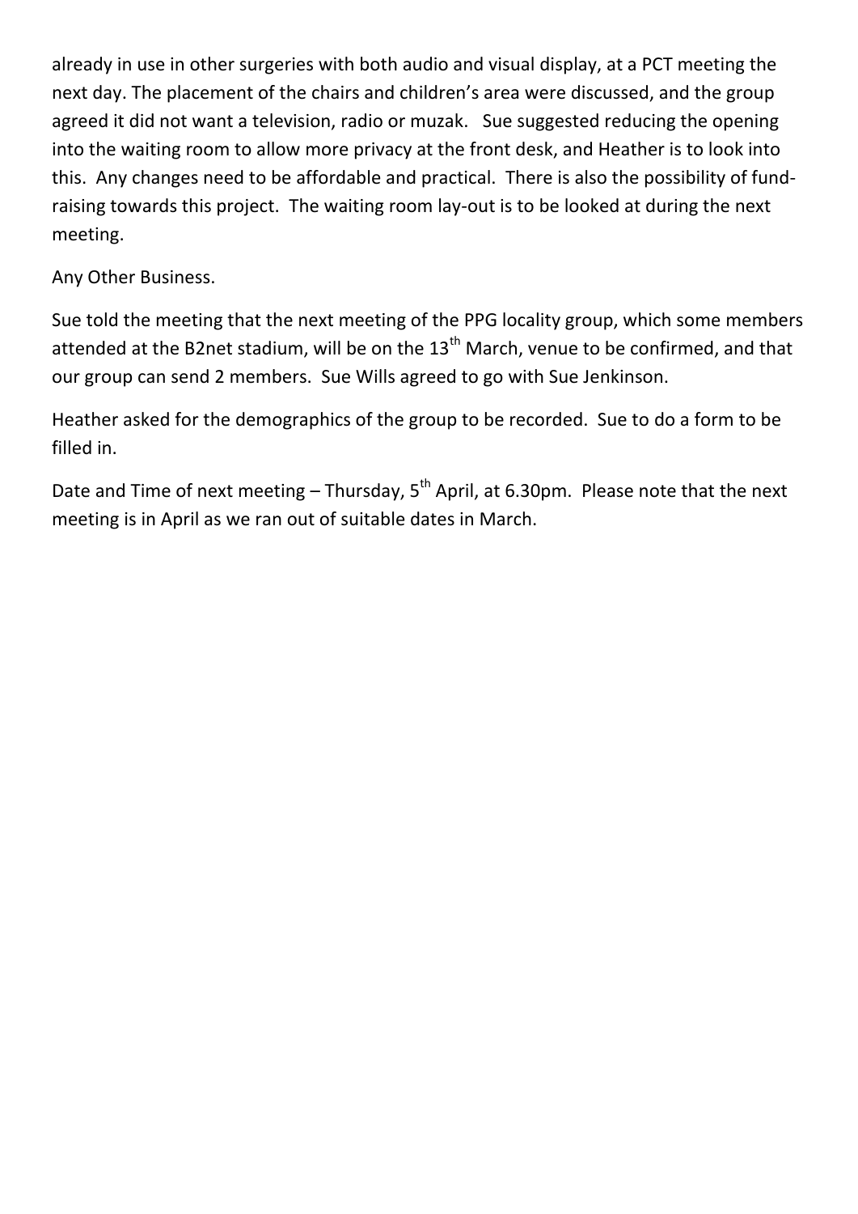already in use in other surgeries with both audio and visual display, at a PCT meeting the next day. The placement of the chairs and children's area were discussed, and the group agreed it did not want a television, radio or muzak. Sue suggested reducing the opening into the waiting room to allow more privacy at the front desk, and Heather is to look into this. Any changes need to be affordable and practical. There is also the possibility of fund-raising towards this project. The waiting room lay-out is to be looked at during the next meeting.

Any Other Business.

Sue told the meeting that the next meeting of the PPG locality group, which some members attended at the B2net stadium, will be on the 13th March, venue to be confirmed, and that our group can send 2 members. Sue Wills agreed to go with Sue Jenkinson.

Heather asked for the demographics of the group to be recorded. Sue to do a form to be filled in.

Date and Time of next meeting – Thursday, 5th April, at 6.30pm. Please note that the next meeting is in April as we ran out of suitable dates in March.